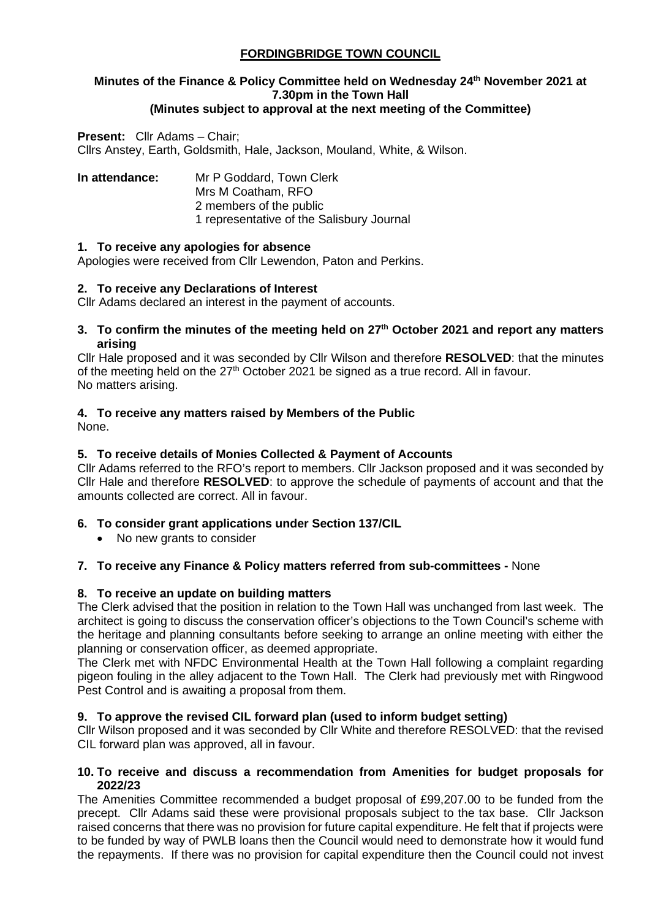# FORDINGBRIDGE TOWN COUNCIL

**Minutes of the Finance & Policy Committee held on Wednesday 24th November 2021 at 7.30pm in the Town Hall**
**(Minutes subject to approval at the next meeting of the Committee)**

**Present:** Cllr Adams – Chair;
Cllrs Anstey, Earth, Goldsmith, Hale, Jackson, Mouland, White, & Wilson.

**In attendance:** Mr P Goddard, Town Clerk
Mrs M Coatham, RFO
2 members of the public
1 representative of the Salisbury Journal

### 1. To receive any apologies for absence

Apologies were received from Cllr Lewendon, Paton and Perkins.

### 2. To receive any Declarations of Interest

Cllr Adams declared an interest in the payment of accounts.

### 3. To confirm the minutes of the meeting held on 27th October 2021 and report any matters arising

Cllr Hale proposed and it was seconded by Cllr Wilson and therefore **RESOLVED**: that the minutes of the meeting held on the 27th October 2021 be signed as a true record. All in favour.
No matters arising.

### 4. To receive any matters raised by Members of the Public

None.

### 5. To receive details of Monies Collected & Payment of Accounts

Cllr Adams referred to the RFO's report to members. Cllr Jackson proposed and it was seconded by Cllr Hale and therefore **RESOLVED**: to approve the schedule of payments of account and that the amounts collected are correct. All in favour.

### 6. To consider grant applications under Section 137/CIL

- No new grants to consider

### 7. To receive any Finance & Policy matters referred from sub-committees - None

### 8. To receive an update on building matters

The Clerk advised that the position in relation to the Town Hall was unchanged from last week. The architect is going to discuss the conservation officer's objections to the Town Council's scheme with the heritage and planning consultants before seeking to arrange an online meeting with either the planning or conservation officer, as deemed appropriate.
The Clerk met with NFDC Environmental Health at the Town Hall following a complaint regarding pigeon fouling in the alley adjacent to the Town Hall. The Clerk had previously met with Ringwood Pest Control and is awaiting a proposal from them.

### 9. To approve the revised CIL forward plan (used to inform budget setting)

Cllr Wilson proposed and it was seconded by Cllr White and therefore RESOLVED: that the revised CIL forward plan was approved, all in favour.

### 10. To receive and discuss a recommendation from Amenities for budget proposals for 2022/23

The Amenities Committee recommended a budget proposal of £99,207.00 to be funded from the precept. Cllr Adams said these were provisional proposals subject to the tax base. Cllr Jackson raised concerns that there was no provision for future capital expenditure. He felt that if projects were to be funded by way of PWLB loans then the Council would need to demonstrate how it would fund the repayments. If there was no provision for capital expenditure then the Council could not invest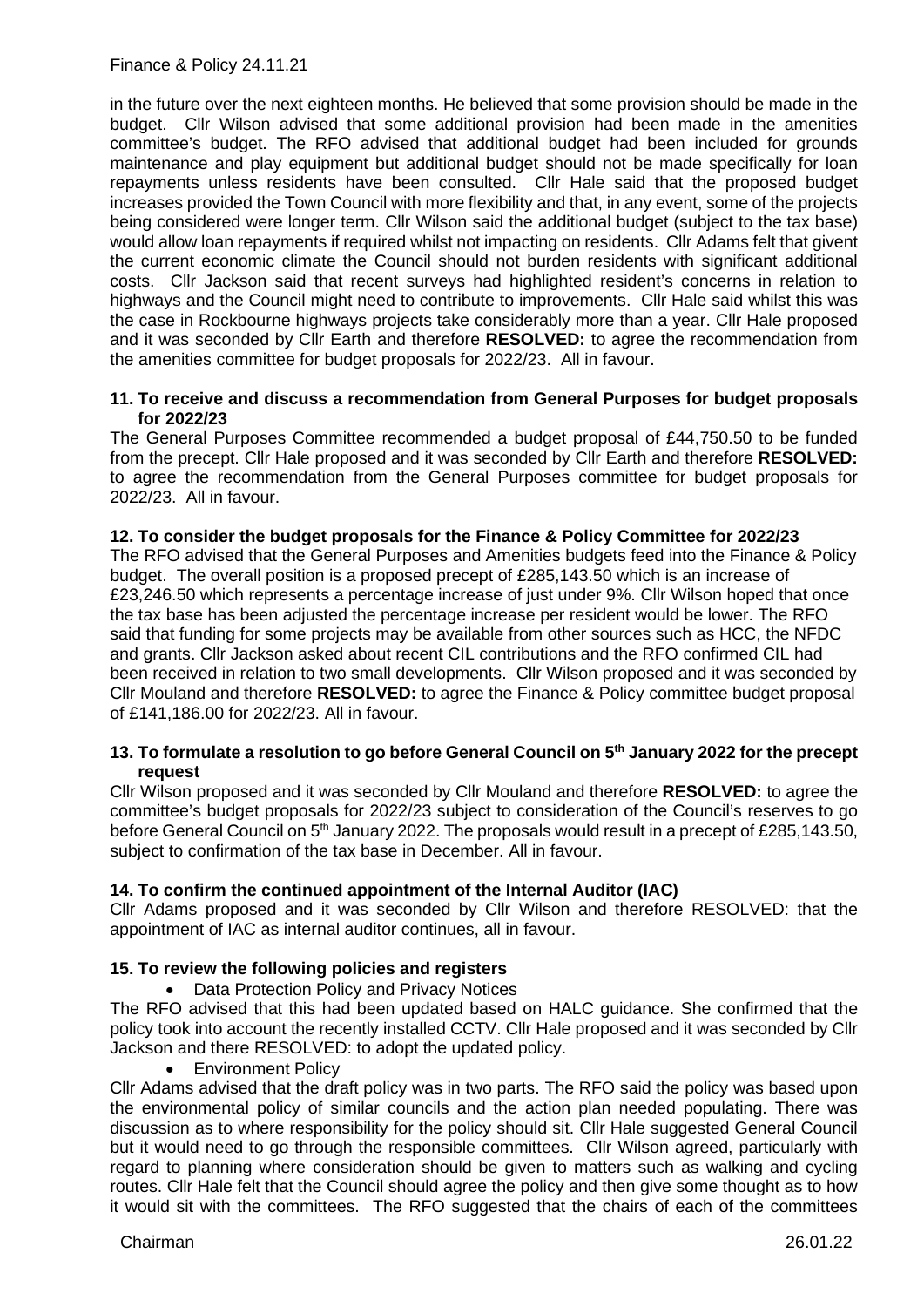in the future over the next eighteen months. He believed that some provision should be made in the budget. Cllr Wilson advised that some additional provision had been made in the amenities committee's budget. The RFO advised that additional budget had been included for grounds maintenance and play equipment but additional budget should not be made specifically for loan repayments unless residents have been consulted. Cllr Hale said that the proposed budget increases provided the Town Council with more flexibility and that, in any event, some of the projects being considered were longer term. Cllr Wilson said the additional budget (subject to the tax base) would allow loan repayments if required whilst not impacting on residents. Cllr Adams felt that givent the current economic climate the Council should not burden residents with significant additional costs. Cllr Jackson said that recent surveys had highlighted resident's concerns in relation to highways and the Council might need to contribute to improvements. Cllr Hale said whilst this was the case in Rockbourne highways projects take considerably more than a year. Cllr Hale proposed and it was seconded by Cllr Earth and therefore **RESOLVED:** to agree the recommendation from the amenities committee for budget proposals for 2022/23. All in favour.

**11. To receive and discuss a recommendation from General Purposes for budget proposals for 2022/23**

The General Purposes Committee recommended a budget proposal of £44,750.50 to be funded from the precept. Cllr Hale proposed and it was seconded by Cllr Earth and therefore **RESOLVED:** to agree the recommendation from the General Purposes committee for budget proposals for 2022/23. All in favour.

**12. To consider the budget proposals for the Finance & Policy Committee for 2022/23**

The RFO advised that the General Purposes and Amenities budgets feed into the Finance & Policy budget. The overall position is a proposed precept of £285,143.50 which is an increase of £23,246.50 which represents a percentage increase of just under 9%. Cllr Wilson hoped that once the tax base has been adjusted the percentage increase per resident would be lower. The RFO said that funding for some projects may be available from other sources such as HCC, the NFDC and grants. Cllr Jackson asked about recent CIL contributions and the RFO confirmed CIL had been received in relation to two small developments. Cllr Wilson proposed and it was seconded by Cllr Mouland and therefore **RESOLVED:** to agree the Finance & Policy committee budget proposal of £141,186.00 for 2022/23. All in favour.

**13. To formulate a resolution to go before General Council on 5th January 2022 for the precept request**

Cllr Wilson proposed and it was seconded by Cllr Mouland and therefore **RESOLVED:** to agree the committee's budget proposals for 2022/23 subject to consideration of the Council's reserves to go before General Council on 5th January 2022. The proposals would result in a precept of £285,143.50, subject to confirmation of the tax base in December. All in favour.

**14. To confirm the continued appointment of the Internal Auditor (IAC)**

Cllr Adams proposed and it was seconded by Cllr Wilson and therefore RESOLVED: that the appointment of IAC as internal auditor continues, all in favour.

**15. To review the following policies and registers**

- Data Protection Policy and Privacy Notices

The RFO advised that this had been updated based on HALC guidance. She confirmed that the policy took into account the recently installed CCTV. Cllr Hale proposed and it was seconded by Cllr Jackson and there RESOLVED: to adopt the updated policy.

- Environment Policy

Cllr Adams advised that the draft policy was in two parts. The RFO said the policy was based upon the environmental policy of similar councils and the action plan needed populating. There was discussion as to where responsibility for the policy should sit. Cllr Hale suggested General Council but it would need to go through the responsible committees. Cllr Wilson agreed, particularly with regard to planning where consideration should be given to matters such as walking and cycling routes. Cllr Hale felt that the Council should agree the policy and then give some thought as to how it would sit with the committees. The RFO suggested that the chairs of each of the committees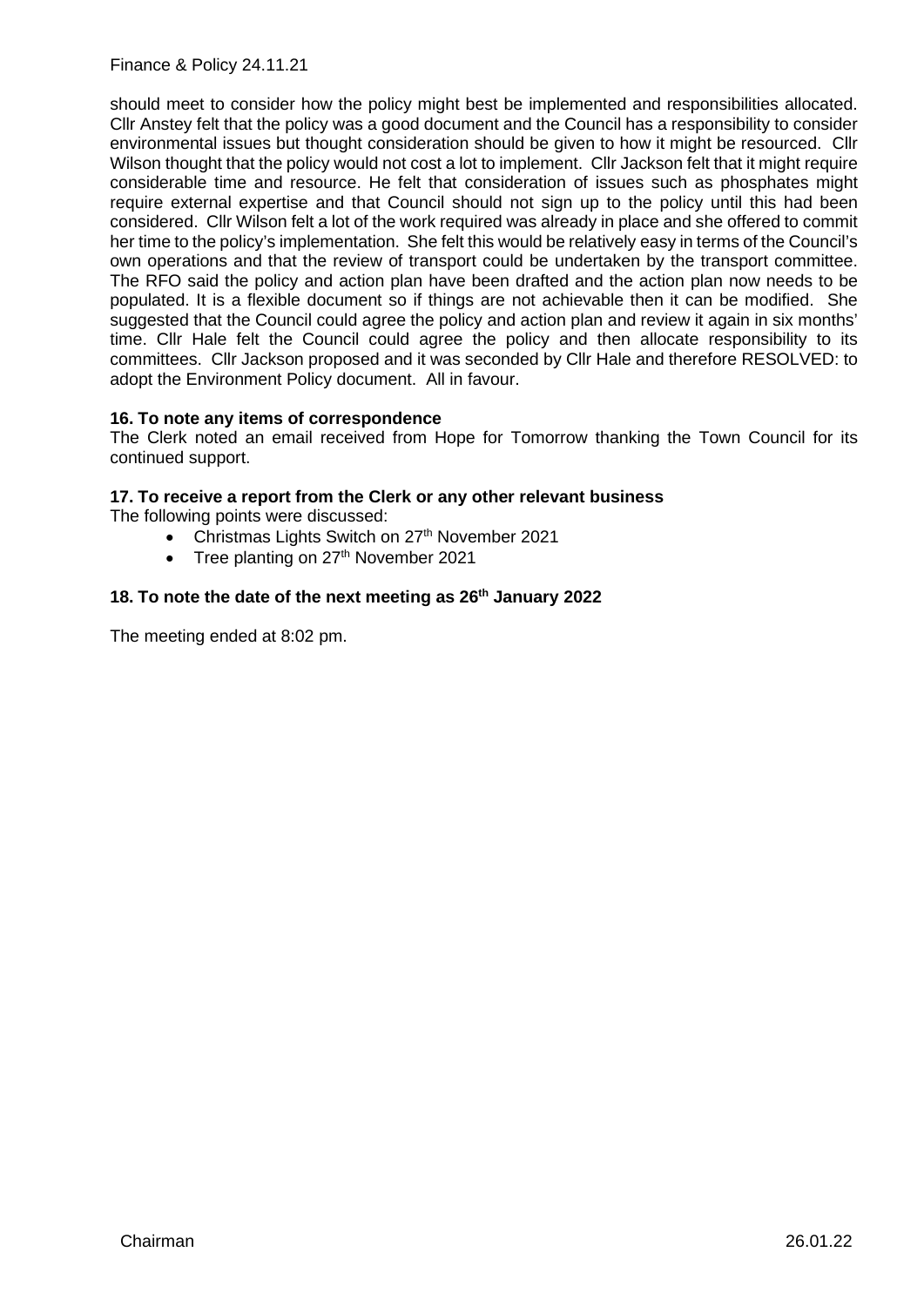should meet to consider how the policy might best be implemented and responsibilities allocated. Cllr Anstey felt that the policy was a good document and the Council has a responsibility to consider environmental issues but thought consideration should be given to how it might be resourced. Cllr Wilson thought that the policy would not cost a lot to implement. Cllr Jackson felt that it might require considerable time and resource. He felt that consideration of issues such as phosphates might require external expertise and that Council should not sign up to the policy until this had been considered. Cllr Wilson felt a lot of the work required was already in place and she offered to commit her time to the policy's implementation. She felt this would be relatively easy in terms of the Council's own operations and that the review of transport could be undertaken by the transport committee. The RFO said the policy and action plan have been drafted and the action plan now needs to be populated. It is a flexible document so if things are not achievable then it can be modified. She suggested that the Council could agree the policy and action plan and review it again in six months' time. Cllr Hale felt the Council could agree the policy and then allocate responsibility to its committees. Cllr Jackson proposed and it was seconded by Cllr Hale and therefore RESOLVED: to adopt the Environment Policy document. All in favour.

**16. To note any items of correspondence**

The Clerk noted an email received from Hope for Tomorrow thanking the Town Council for its continued support.

**17. To receive a report from the Clerk or any other relevant business**

The following points were discussed:

- Christmas Lights Switch on 27th November 2021
- Tree planting on 27th November 2021

**18. To note the date of the next meeting as 26th January 2022**

The meeting ended at 8:02 pm.

Chairman 26.01.22